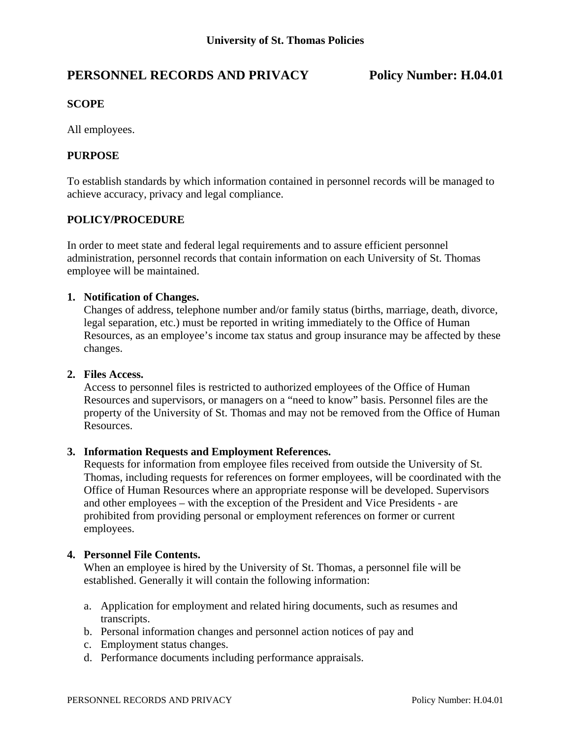University of St. Thomas Policies

# PERSONNEL RECORDS AND PRIVACY Policy Number: H.04.01

## SCOPE

All employees.

## PURPOSE

To establish standards by which information contained in personnel records will be managed to achieve accuracy, privacy and legal compliance.

## POLICY/PROCEDURE

In order to meet state and federal legal requirements and to assure efficient personnel administration, personnel records that contain information on each University of St. Thomas employee will be maintained.

1. **Notification of Changes.**
   Changes of address, telephone number and/or family status (births, marriage, death, divorce, legal separation, etc.) must be reported in writing immediately to the Office of Human Resources, as an employee's income tax status and group insurance may be affected by these changes.

2. **Files Access.**
   Access to personnel files is restricted to authorized employees of the Office of Human Resources and supervisors, or managers on a "need to know" basis. Personnel files are the property of the University of St. Thomas and may not be removed from the Office of Human Resources.

3. **Information Requests and Employment References.**
   Requests for information from employee files received from outside the University of St. Thomas, including requests for references on former employees, will be coordinated with the Office of Human Resources where an appropriate response will be developed. Supervisors and other employees – with the exception of the President and Vice Presidents - are prohibited from providing personal or employment references on former or current employees.

4. **Personnel File Contents.**
   When an employee is hired by the University of St. Thomas, a personnel file will be established. Generally it will contain the following information:

   a. Application for employment and related hiring documents, such as resumes and transcripts.
   b. Personal information changes and personnel action notices of pay and
   c. Employment status changes.
   d. Performance documents including performance appraisals.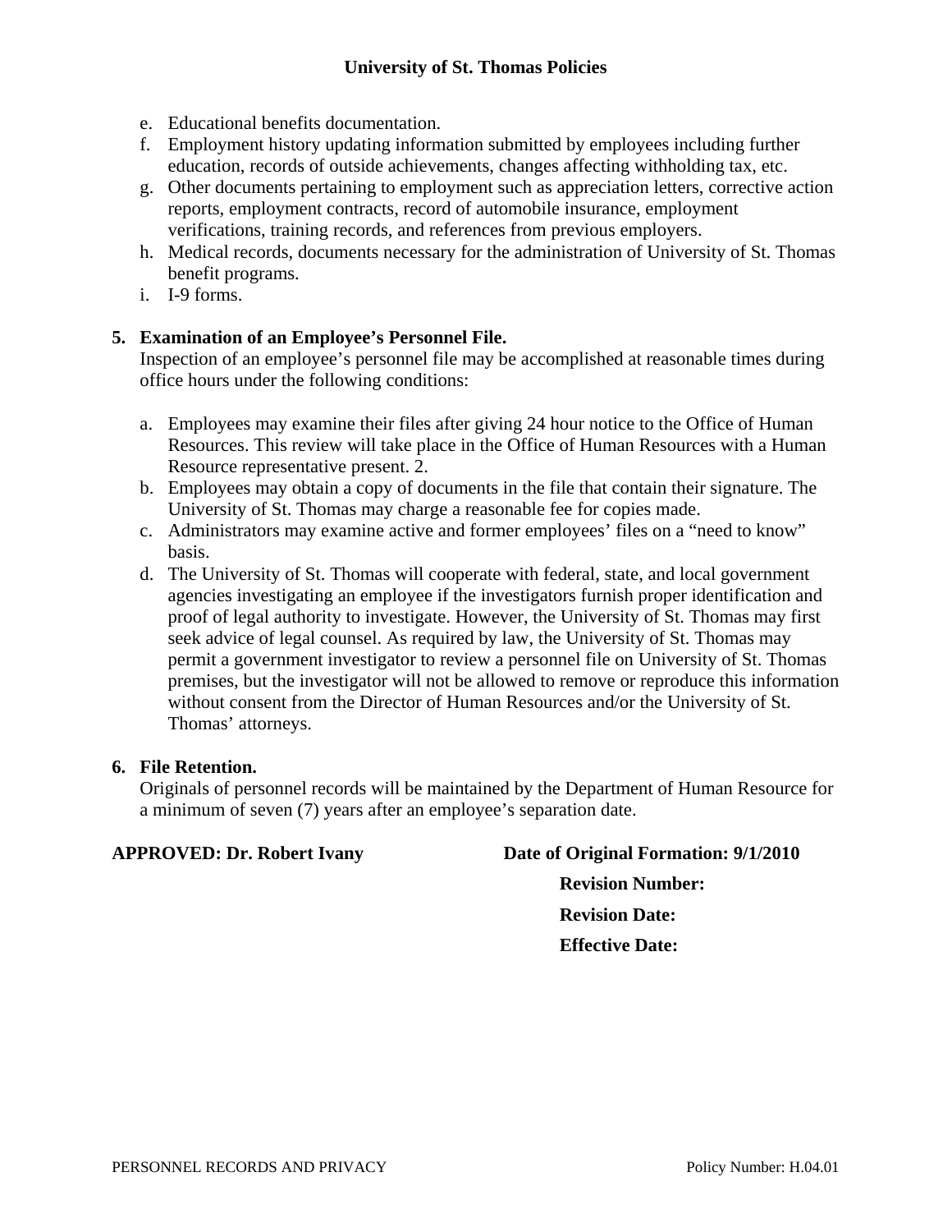e. Educational benefits documentation.
f. Employment history updating information submitted by employees including further education, records of outside achievements, changes affecting withholding tax, etc.
g. Other documents pertaining to employment such as appreciation letters, corrective action reports, employment contracts, record of automobile insurance, employment verifications, training records, and references from previous employers.
h. Medical records, documents necessary for the administration of University of St. Thomas benefit programs.
i. I-9 forms.

**5. Examination of an Employee's Personnel File.**

Inspection of an employee's personnel file may be accomplished at reasonable times during office hours under the following conditions:

a. Employees may examine their files after giving 24 hour notice to the Office of Human Resources. This review will take place in the Office of Human Resources with a Human Resource representative present. 2.
b. Employees may obtain a copy of documents in the file that contain their signature. The University of St. Thomas may charge a reasonable fee for copies made.
c. Administrators may examine active and former employees' files on a "need to know" basis.
d. The University of St. Thomas will cooperate with federal, state, and local government agencies investigating an employee if the investigators furnish proper identification and proof of legal authority to investigate. However, the University of St. Thomas may first seek advice of legal counsel. As required by law, the University of St. Thomas may permit a government investigator to review a personnel file on University of St. Thomas premises, but the investigator will not be allowed to remove or reproduce this information without consent from the Director of Human Resources and/or the University of St. Thomas' attorneys.

**6. File Retention.**

Originals of personnel records will be maintained by the Department of Human Resource for a minimum of seven (7) years after an employee's separation date.

**APPROVED: Dr. Robert Ivany**

**Date of Original Formation: 9/1/2010**

**Revision Number:**

**Revision Date:**

**Effective Date:**